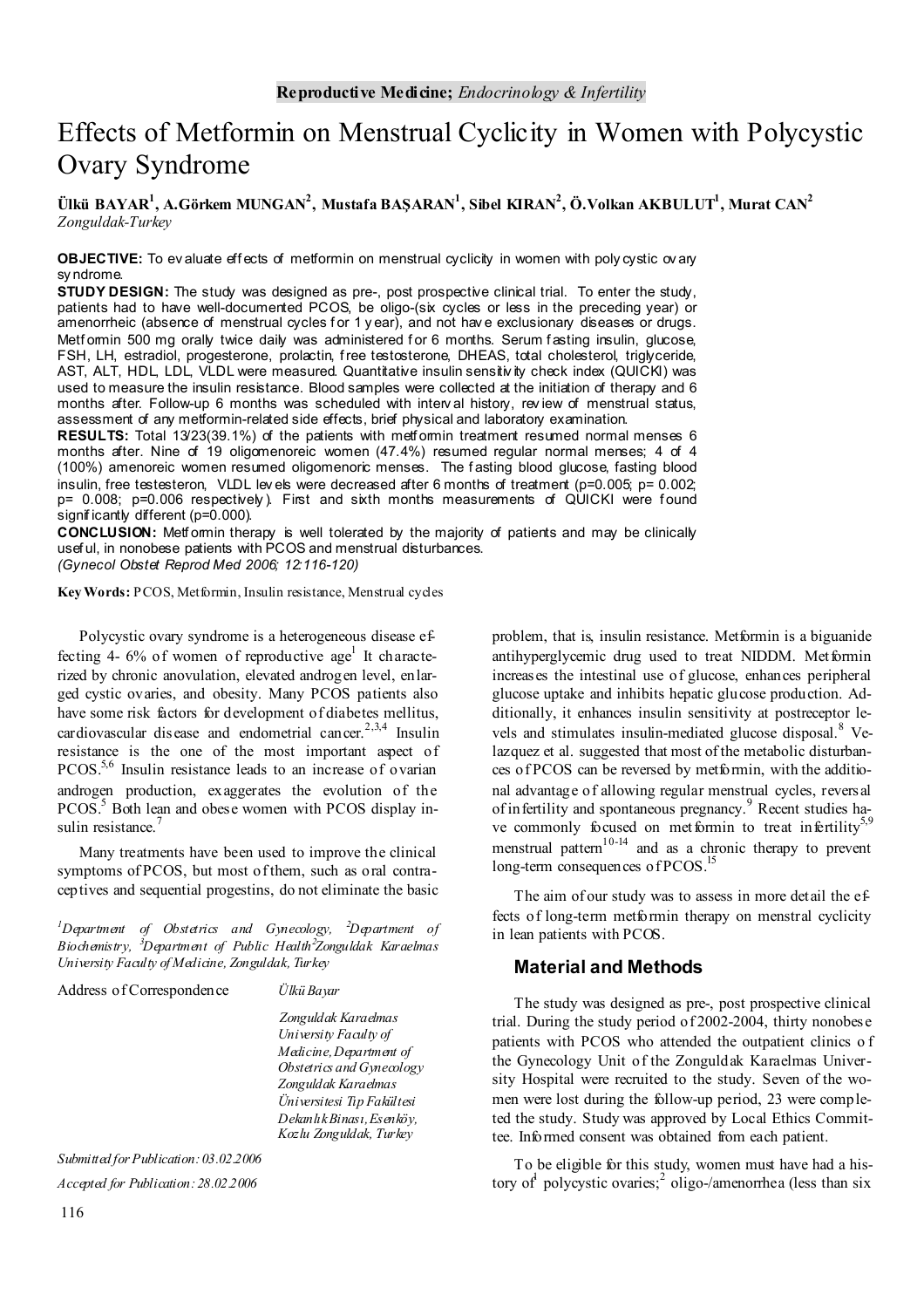**Reproductive Medicine;** *Endocrinology & Infertility*

# Effects of Metformin on Menstrual Cyclicity in Women with Polycystic Ovary Syndrome

**Ülkü BAYAR[1], A.Görkem MUNGAN[2], Mustafa BAŞARAN[1], Sibel KIRAN[2], Ö.Volkan AKBULUT[1], Murat CAN[2]**
*Zonguldak-Turkey*

**OBJECTIVE:** To evaluate effects of metformin on menstrual cyclicity in women with polycystic ovary syndrome.
**STUDY DESIGN:** The study was designed as pre-, post prospective clinical trial. To enter the study, patients had to have well-documented PCOS, be oligo-(six cycles or less in the preceding year) or amenorrheic (absence of menstrual cycles for 1 year), and not have exclusionary diseases or drugs. Metformin 500 mg orally twice daily was administered for 6 months. Serum fasting insulin, glucose, FSH, LH, estradiol, progesterone, prolactin, free testosterone, DHEAS, total cholesterol, triglyceride, AST, ALT, HDL, LDL, VLDL were measured. Quantitative insulin sensitivity check index (QUICKI) was used to measure the insulin resistance. Blood samples were collected at the initiation of therapy and 6 months after. Follow-up 6 months was scheduled with interval history, review of menstrual status, assessment of any metformin-related side effects, brief physical and laboratory examination.
**RESULTS:** Total 13/23(39.1%) of the patients with metformin treatment resumed normal menses 6 months after. Nine of 19 oligomenoreic women (47.4%) resumed regular normal menses; 4 of 4 (100%) amenoreic women resumed oligomenoreic menses. The fasting blood glucose, fasting blood insulin, free testesteron, VLDL levels were decreased after 6 months of treatment (p=0.005; p= 0.002; p= 0.008; p=0.006 respectively). First and sixth months measurements of QUICKI were found significantly different (p=0.000).
**CONCLUSION:** Metformin therapy is well tolerated by the majority of patients and may be clinically useful, in nonobese patients with PCOS and menstrual disturbances.
*(Gynecol Obstet Reprod Med 2006; 12:116-120)*

**Key Words:** PCOS, Metformin, Insulin resistance, Menstrual cycles

Polycystic ovary syndrome is a heterogeneous disease effecting 4- 6% of women of reproductive age[1] It characterized by chronic anovulation, elevated androgen level, enlarged cystic ovaries, and obesity. Many PCOS patients also have some risk factors for development of diabetes mellitus, cardiovascular disease and endometrial cancer.[2,3,4] Insulin resistance is the one of the most important aspect of PCOS.[5,6] Insulin resistance leads to an increase of ovarian androgen production, exaggerates the evolution of the PCOS.[5] Both lean and obese women with PCOS display insulin resistance.[7]

Many treatments have been used to improve the clinical symptoms of PCOS, but most of them, such as oral contraceptives and sequential progestins, do not eliminate the basic problem, that is, insulin resistance. Metformin is a biguanide antihyperglycemic drug used to treat NIDDM. Metformin increases the intestinal use of glucose, enhances peripheral glucose uptake and inhibits hepatic glucose production. Additionally, it enhances insulin sensitivity at postreceptor levels and stimulates insulin-mediated glucose disposal.[8] Velazquez et al. suggested that most of the metabolic disturbances of PCOS can be reversed by metformin, with the additional advantage of allowing regular menstrual cycles, reversal of infertility and spontaneous pregnancy.[9] Recent studies have commonly focused on metformin to treat infertility[5,9] menstrual pattern[10-14] and as a chronic therapy to prevent long-term consequences of PCOS.[15]

The aim of our study was to assess in more detail the effects of long-term metformin therapy on menstral cyclicity in lean patients with PCOS.

[1]Department of Obstetrics and Gynecology, [2]Department of Biochemistry, [3]Department of Public Health[2]Zonguldak Karaelmas University Faculty of Medicine, Zonguldak, Turkey

Address of Correspondence: *Ülkü Bayar*
*Zonguldak Karaelmas University Faculty of Medicine, Department of Obstetrics and Gynecology Zonguldak Karaelmas Üniversitesi Tıp Fakültesi Dekanlık Binası, Esenköy, Kozlu Zonguldak, Turkey*

*Submitted for Publication: 03.02.2006*
*Accepted for Publication: 28.02.2006*

## Material and Methods

The study was designed as pre-, post prospective clinical trial. During the study period of 2002-2004, thirty nonobese patients with PCOS who attended the outpatient clinics of the Gynecology Unit of the Zonguldak Karaelmas University Hospital were recruited to the study. Seven of the women were lost during the follow-up period, 23 were completed the study. Study was approved by Local Ethics Committee. Informed consent was obtained from each patient.

To be eligible for this study, women must have had a history of[1] polycystic ovaries;[2] oligo-/amenorrhea (less than six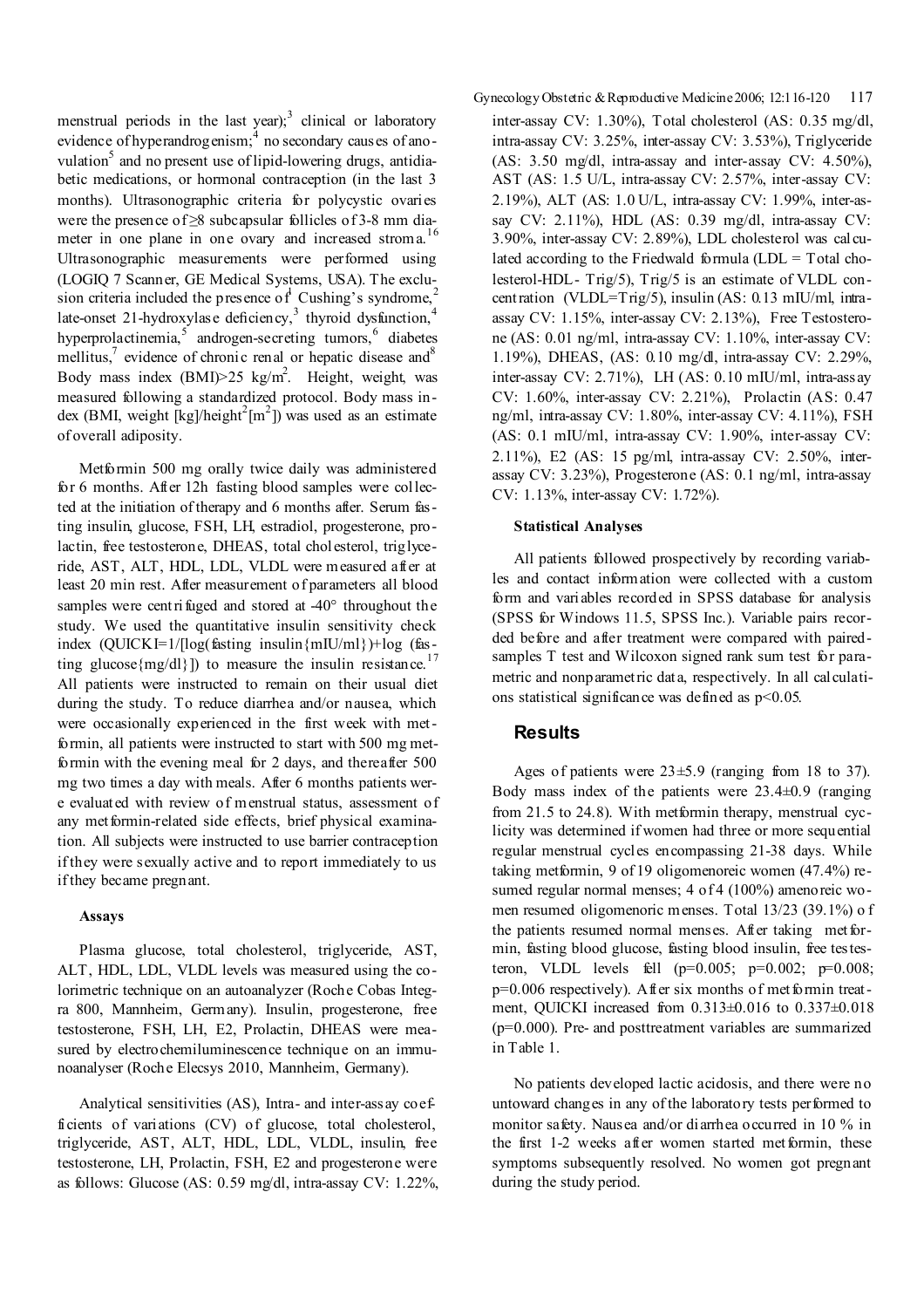menstrual periods in the last year);[3] clinical or laboratory evidence of hyperandrogenism;[4] no secondary causes of anovulation[5] and no present use of lipid-lowering drugs, antidiabetic medications, or hormonal contraception (in the last 3 months). Ultrasonographic criteria for polycystic ovaries were the presence of ≥8 subcapsular follicles of 3-8 mm diameter in one plane in one ovary and increased stroma.[16] Ultrasonographic measurements were performed using (LOGIQ 7 Scanner, GE Medical Systems, USA). The exclusion criteria included the presence of[1] Cushing's syndrome,[2] late-onset 21-hydroxylase deficiency,[3] thyroid dysfunction,[4] hyperprolactinemia,[5] androgen-secreting tumors,[6] diabetes mellitus,[7] evidence of chronic renal or hepatic disease and[8] Body mass index (BMI)>25 kg/m$^2$. Height, weight, was measured following a standardized protocol. Body mass index (BMI, weight [kg]/height$^2$[m$^2$]) was used as an estimate of overall adiposity.

Metformin 500 mg orally twice daily was administered for 6 months. After 12h fasting blood samples were collected at the initiation of therapy and 6 months after. Serum fasting insulin, glucose, FSH, LH, estradiol, progesterone, prolactin, free testosterone, DHEAS, total cholesterol, triglyceride, AST, ALT, HDL, LDL, VLDL were measured after at least 20 min rest. After measurement of parameters all blood samples were centrifuged and stored at -40° throughout the study. We used the quantitative insulin sensitivity check index (QUICKI=1/[log(fasting insulin{mIU/ml})+log (fasting glucose{mg/dl}]) to measure the insulin resistance.[17] All patients were instructed to remain on their usual diet during the study. To reduce diarrhea and/or nausea, which were occasionally experienced in the first week with metformin, all patients were instructed to start with 500 mg metformin with the evening meal for 2 days, and thereafter 500 mg two times a day with meals. After 6 months patients were evaluated with review of menstrual status, assessment of any metformin-related side effects, brief physical examination. All subjects were instructed to use barrier contraception if they were sexually active and to report immediately to us if they became pregnant.

### Assays

Plasma glucose, total cholesterol, triglyceride, AST, ALT, HDL, LDL, VLDL levels was measured using the colorimetric technique on an autoanalyzer (Roche Cobas Integra 800, Mannheim, Germany). Insulin, progesterone, free testosterone, FSH, LH, E2, Prolactin, DHEAS were measured by electrochemiluminescence technique on an immunoanalyser (Roche Elecsys 2010, Mannheim, Germany).

Analytical sensitivities (AS), Intra- and inter-assay coefficients of variations (CV) of glucose, total cholesterol, triglyceride, AST, ALT, HDL, LDL, VLDL, insulin, free testosterone, LH, Prolactin, FSH, E2 and progesterone were as follows: Glucose (AS: 0.59 mg/dl, intra-assay CV: 1.22%, inter-assay CV: 1.30%), Total cholesterol (AS: 0.35 mg/dl, intra-assay CV: 3.25%, inter-assay CV: 3.53%), Triglyceride (AS: 3.50 mg/dl, intra-assay and inter-assay CV: 4.50%), AST (AS: 1.5 U/L, intra-assay CV: 2.57%, inter-assay CV: 2.19%), ALT (AS: 1.0 U/L, intra-assay CV: 1.99%, inter-assay CV: 2.11%), HDL (AS: 0.39 mg/dl, intra-assay CV: 3.90%, inter-assay CV: 2.89%), LDL cholesterol was calculated according to the Friedwald formula (LDL = Total cholesterol-HDL- Trig/5), Trig/5 is an estimate of VLDL concentration (VLDL=Trig/5), insulin (AS: 0.13 mIU/ml, intra-assay CV: 1.15%, inter-assay CV: 2.13%), Free Testosterone (AS: 0.01 ng/ml, intra-assay CV: 1.10%, inter-assay CV: 1.19%), DHEAS, (AS: 0.10 mg/dl, intra-assay CV: 2.29%, inter-assay CV: 2.71%), LH (AS: 0.10 mIU/ml, intra-assay CV: 1.60%, inter-assay CV: 2.21%), Prolactin (AS: 0.47 ng/ml, intra-assay CV: 1.80%, inter-assay CV: 4.11%), FSH (AS: 0.1 mIU/ml, intra-assay CV: 1.90%, inter-assay CV: 2.11%), E2 (AS: 15 pg/ml, intra-assay CV: 2.50%, inter-assay CV: 3.23%), Progesterone (AS: 0.1 ng/ml, intra-assay CV: 1.13%, inter-assay CV: 1.72%).

### Statistical Analyses

All patients followed prospectively by recording variables and contact information were collected with a custom form and variables recorded in SPSS database for analysis (SPSS for Windows 11.5, SPSS Inc.). Variable pairs recorded before and after treatment were compared with paired-samples T test and Wilcoxon signed rank sum test for parametric and nonparametric data, respectively. In all calculations statistical significance was defined as $p<0.05$.

## Results

Ages of patients were 23±5.9 (ranging from 18 to 37). Body mass index of the patients were 23.4±0.9 (ranging from 21.5 to 24.8). With metformin therapy, menstrual cyclicity was determined if women had three or more sequential regular menstrual cycles encompassing 21-38 days. While taking metformin, 9 of 19 oligomenoreic women (47.4%) resumed regular normal menses; 4 of 4 (100%) amenoreic women resumed oligomenoric menses. Total 13/23 (39.1%) of the patients resumed normal menses. After taking metformin, fasting blood glucose, fasting blood insulin, free testesteron, VLDL levels fell ($p=0.005$; $p=0.002$; $p=0.008$; $p=0.006$ respectively). After six months of metformin treatment, QUICKI increased from 0.313±0.016 to 0.337±0.018 ($p=0.000$). Pre- and posttreatment variables are summarized in Table 1.

No patients developed lactic acidosis, and there were no untoward changes in any of the laboratory tests performed to monitor safety. Nausea and/or diarrhea occurred in 10 % in the first 1-2 weeks after women started metformin, these symptoms subsequently resolved. No women got pregnant during the study period.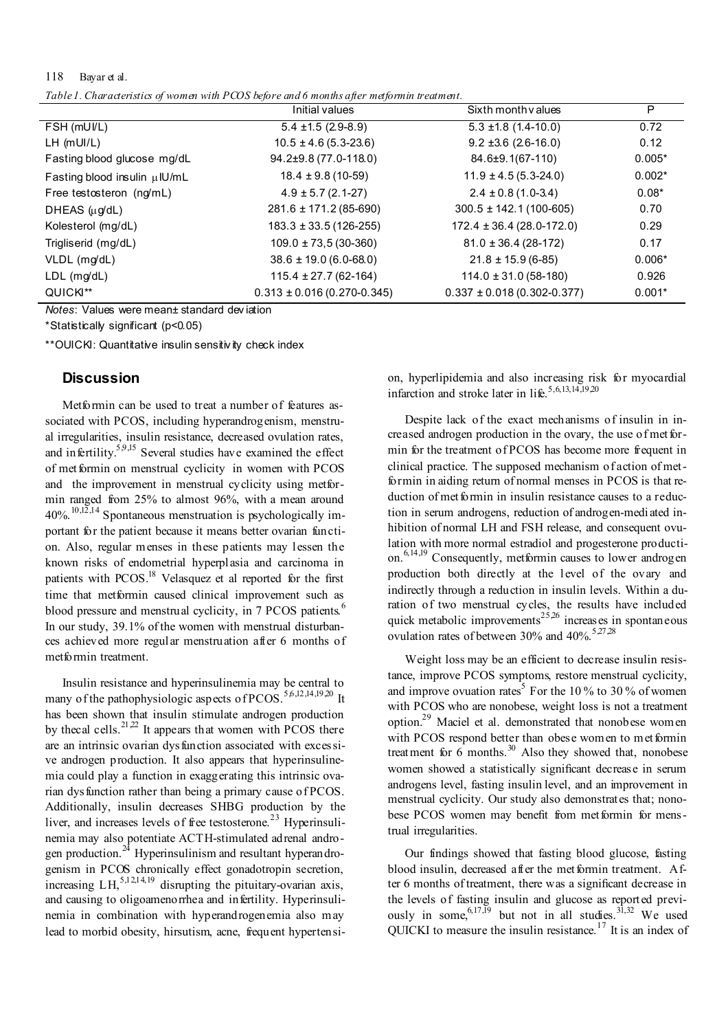*Table 1. Characteristics of women with PCOS before and 6 months after metformin treatment.*

| | Initial values | Sixth month values | P |
|---|---|---|---|
| FSH (mUI/L) | 5.4 ±1.5 (2.9-8.9) | 5.3 ±1.8 (1.4-10.0) | 0.72 |
| LH (mUI/L) | 10.5 ± 4.6 (5.3-23.6) | 9.2 ±3.6 (2.6-16.0) | 0.12 |
| Fasting blood glucose mg/dL | 94.2±9.8 (77.0-118.0) | 84.6±9.1(67-110) | 0.005* |
| Fasting blood insulin μIU/mL | 18.4 ± 9.8 (10-59) | 11.9 ± 4.5 (5.3-24.0) | 0.002* |
| Free testosteron (ng/mL) | 4.9 ± 5.7 (2.1-27) | 2.4 ± 0.8 (1.0-3.4) | 0.08* |
| DHEAS (μg/dL) | 281.6 ± 171.2 (85-690) | 300.5 ± 142.1 (100-605) | 0.70 |
| Kolesterol (mg/dL) | 183.3 ± 33.5 (126-255) | 172.4 ± 36.4 (28.0-172.0) | 0.29 |
| Trigliserid (mg/dL) | 109.0 ± 73,5 (30-360) | 81.0 ± 36.4 (28-172) | 0.17 |
| VLDL (mg/dL) | 38.6 ± 19.0 (6.0-68.0) | 21.8 ± 15.9 (6-85) | 0.006* |
| LDL (mg/dL) | 115.4 ± 27.7 (62-164) | 114.0 ± 31.0 (58-180) | 0.926 |
| QUICKI** | 0.313 ± 0.016 (0.270-0.345) | 0.337 ± 0.018 (0.302-0.377) | 0.001* |

*Notes*: Values were mean± standard deviation

*Statistically significant (p<0.05)

**OUICKI: Quantitative insulin sensitivity check index

## Discussion

Metformin can be used to treat a number of features associated with PCOS, including hyperandrogenism, menstrual irregularities, insulin resistance, decreased ovulation rates, and infertility.[5,9,15] Several studies have examined the effect of metformin on menstrual cyclicity in women with PCOS and the improvement in menstrual cyclicity using metformin ranged from 25% to almost 96%, with a mean around 40%.[10,12,14] Spontaneous menstruation is psychologically important for the patient because it means better ovarian function. Also, regular menses in these patients may lessen the known risks of endometrial hyperplasia and carcinoma in patients with PCOS.[18] Velasquez et al reported for the first time that metformin caused clinical improvement such as blood pressure and menstrual cyclicity, in 7 PCOS patients.[6] In our study, 39.1% of the women with menstrual disturbances achieved more regular menstruation after 6 months of metformin treatment.

Insulin resistance and hyperinsulinemia may be central to many of the pathophysiologic aspects of PCOS.[5,6,12,14,19,20] It has been shown that insulin stimulate androgen production by thecal cells.[21,22] It appears that women with PCOS there are an intrinsic ovarian dysfunction associated with excessive androgen production. It also appears that hyperinsulinemia could play a function in exaggerating this intrinsic ovarian dysfunction rather than being a primary cause of PCOS. Additionally, insulin decreases SHBG production by the liver, and increases levels of free testosterone.[23] Hyperinsulinemia may also potentiate ACTH-stimulated adrenal androgen production.[24] Hyperinsulinism and resultant hyperandrogenism in PCOS chronically effect gonadotropin secretion, increasing LH,[5,12,14,19] disrupting the pituitary-ovarian axis, and causing to oligoamenorrhea and infertility. Hyperinsulinemia in combination with hyperandrogenemia also may lead to morbid obesity, hirsutism, acne, frequent hypertension, hyperlipidemia and also increasing risk for myocardial infarction and stroke later in life.[5,6,13,14,19,20]

Despite lack of the exact mechanisms of insulin in increased androgen production in the ovary, the use of metformin for the treatment of PCOS has become more frequent in clinical practice. The supposed mechanism of action of metformin in aiding return of normal menses in PCOS is that reduction of metformin in insulin resistance causes to a reduction in serum androgens, reduction of androgen-mediated inhibition of normal LH and FSH release, and consequent ovulation with more normal estradiol and progesterone production.[6,14,19] Consequently, metformin causes to lower androgen production both directly at the level of the ovary and indirectly through a reduction in insulin levels. Within a duration of two menstrual cycles, the results have included quick metabolic improvements[25,26] increases in spontaneous ovulation rates of between 30% and 40%.[5,27,28]

Weight loss may be an efficient to decrease insulin resistance, improve PCOS symptoms, restore menstrual cyclicity, and improve ovuation rates[5] For the 10 % to 30 % of women with PCOS who are nonobese, weight loss is not a treatment option.[29] Maciel et al. demonstrated that nonobese women with PCOS respond better than obese women to metformin treatment for 6 months.[30] Also they showed that, nonobese women showed a statistically significant decrease in serum androgens level, fasting insulin level, and an improvement in menstrual cyclicity. Our study also demonstrates that; nonobese PCOS women may benefit from metformin for menstrual irregularities.

Our findings showed that fasting blood glucose, fasting blood insulin, decreased after the metformin treatment. After 6 months of treatment, there was a significant decrease in the levels of fasting insulin and glucose as reported previously in some,[6,17,19] but not in all studies.[31,32] We used QUICKI to measure the insulin resistance.[17] It is an index of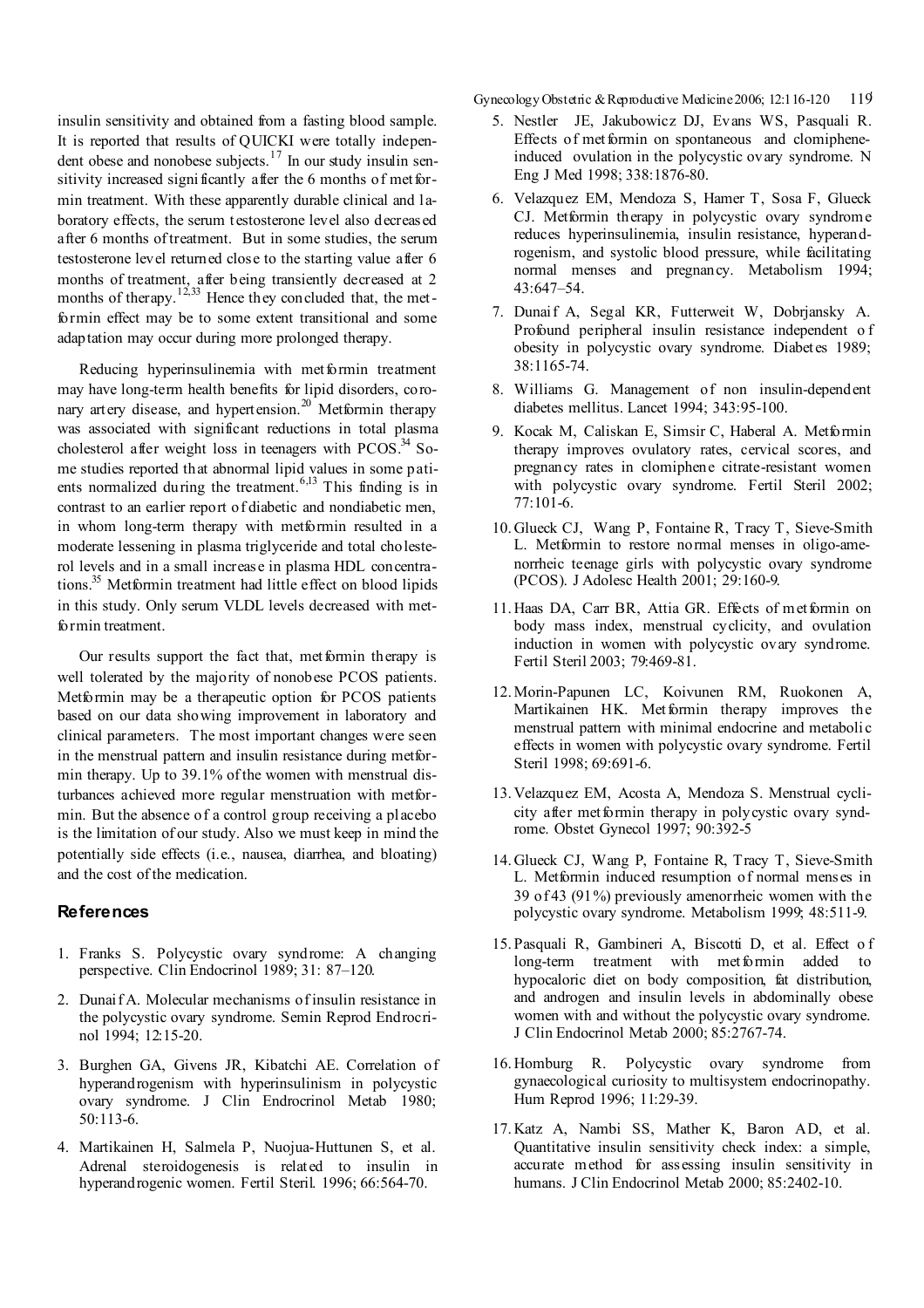insulin sensitivity and obtained from a fasting blood sample. It is reported that results of QUICKI were totally independent obese and nonobese subjects.[17] In our study insulin sensitivity increased significantly after the 6 months of metformin treatment. With these apparently durable clinical and laboratory effects, the serum testosterone level also decreased after 6 months of treatment. But in some studies, the serum testosterone level returned close to the starting value after 6 months of treatment, after being transiently decreased at 2 months of therapy.[12,33] Hence they concluded that, the metformin effect may be to some extent transitional and some adaptation may occur during more prolonged therapy.

Reducing hyperinsulinemia with metformin treatment may have long-term health benefits for lipid disorders, coronary artery disease, and hypertension.[20] Metformin therapy was associated with significant reductions in total plasma cholesterol after weight loss in teenagers with PCOS.[34] Some studies reported that abnormal lipid values in some patients normalized during the treatment.[6,13] This finding is in contrast to an earlier report of diabetic and nondiabetic men, in whom long-term therapy with metformin resulted in a moderate lessening in plasma triglyceride and total cholesterol levels and in a small increase in plasma HDL concentrations.[35] Metformin treatment had little effect on blood lipids in this study. Only serum VLDL levels decreased with metformin treatment.

Our results support the fact that, metformin therapy is well tolerated by the majority of nonobese PCOS patients. Metformin may be a therapeutic option for PCOS patients based on our data showing improvement in laboratory and clinical parameters. The most important changes were seen in the menstrual pattern and insulin resistance during metformin therapy. Up to 39.1% of the women with menstrual disturbances achieved more regular menstruation with metformin. But the absence of a control group receiving a placebo is the limitation of our study. Also we must keep in mind the potentially side effects (i.e., nausea, diarrhea, and bloating) and the cost of the medication.

## References

1. Franks S. Polycystic ovary syndrome: A changing perspective. Clin Endocrinol 1989; 31: 87–120.
2. Dunaif A. Molecular mechanisms of insulin resistance in the polycystic ovary syndrome. Semin Reprod Endrocrinol 1994; 12:15-20.
3. Burghen GA, Givens JR, Kibatchi AE. Correlation of hyperandrogenism with hyperinsulinism in polycystic ovary syndrome. J Clin Endrocrinol Metab 1980; 50:113-6.
4. Martikainen H, Salmela P, Nuojua-Huttunen S, et al. Adrenal steroidogenesis is related to insulin in hyperandrogenic women. Fertil Steril. 1996; 66:564-70.
5. Nestler JE, Jakubowicz DJ, Evans WS, Pasquali R. Effects of metformin on spontaneous and clomiphene-induced ovulation in the polycystic ovary syndrome. N Eng J Med 1998; 338:1876-80.
6. Velazquez EM, Mendoza S, Hamer T, Sosa F, Glueck CJ. Metformin therapy in polycystic ovary syndrome reduces hyperinsulinemia, insulin resistance, hyperandrogenism, and systolic blood pressure, while facilitating normal menses and pregnancy. Metabolism 1994; 43:647–54.
7. Dunaif A, Segal KR, Futterweit W, Dobrjansky A. Profound peripheral insulin resistance independent of obesity in polycystic ovary syndrome. Diabetes 1989; 38:1165-74.
8. Williams G. Management of non insulin-dependent diabetes mellitus. Lancet 1994; 343:95-100.
9. Kocak M, Caliskan E, Simsir C, Haberal A. Metformin therapy improves ovulatory rates, cervical scores, and pregnancy rates in clomiphene citrate-resistant women with polycystic ovary syndrome. Fertil Steril 2002; 77:101-6.
10. Glueck CJ, Wang P, Fontaine R, Tracy T, Sieve-Smith L. Metformin to restore normal menses in oligo-amenorrheic teenage girls with polycystic ovary syndrome (PCOS). J Adolesc Health 2001; 29:160-9.
11. Haas DA, Carr BR, Attia GR. Effects of metformin on body mass index, menstrual cyclicity, and ovulation induction in women with polycystic ovary syndrome. Fertil Steril 2003; 79:469-81.
12. Morin-Papunen LC, Koivunen RM, Ruokonen A, Martikainen HK. Metformin therapy improves the menstrual pattern with minimal endocrine and metabolic effects in women with polycystic ovary syndrome. Fertil Steril 1998; 69:691-6.
13. Velazquez EM, Acosta A, Mendoza S. Menstrual cyclicity after metformin therapy in polycystic ovary syndrome. Obstet Gynecol 1997; 90:392-5
14. Glueck CJ, Wang P, Fontaine R, Tracy T, Sieve-Smith L. Metformin induced resumption of normal menses in 39 of 43 (91%) previously amenorrheic women with the polycystic ovary syndrome. Metabolism 1999; 48:511-9.
15. Pasquali R, Gambineri A, Biscotti D, et al. Effect of long-term treatment with metformin added to hypocaloric diet on body composition, fat distribution, and androgen and insulin levels in abdominally obese women with and without the polycystic ovary syndrome. J Clin Endocrinol Metab 2000; 85:2767-74.
16. Homburg R. Polycystic ovary syndrome from gynaecological curiosity to multisystem endocrinopathy. Hum Reprod 1996; 11:29-39.
17. Katz A, Nambi SS, Mather K, Baron AD, et al. Quantitative insulin sensitivity check index: a simple, accurate method for assessing insulin sensitivity in humans. J Clin Endocrinol Metab 2000; 85:2402-10.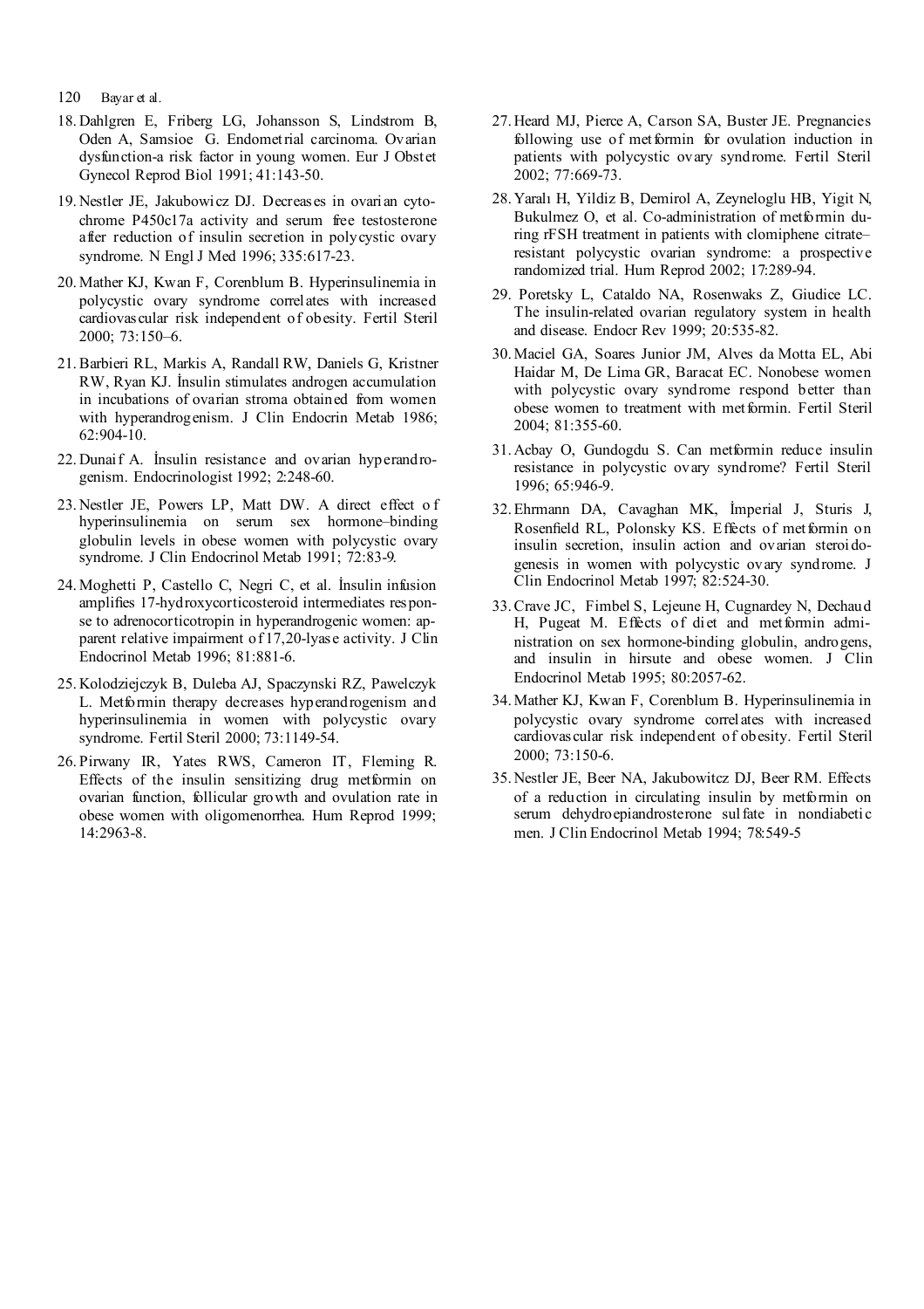18. Dahlgren E, Friberg LG, Johansson S, Lindstrom B, Oden A, Samsioe G. Endometrial carcinoma. Ovarian dysfunction-a risk factor in young women. Eur J Obstet Gynecol Reprod Biol 1991; 41:143-50.

19. Nestler JE, Jakubowicz DJ. Decreases in ovarian cytochrome P450c17a activity and serum free testosterone after reduction of insulin secretion in polycystic ovary syndrome. N Engl J Med 1996; 335:617-23.

20. Mather KJ, Kwan F, Corenblum B. Hyperinsulinemia in polycystic ovary syndrome correlates with increased cardiovascular risk independent of obesity. Fertil Steril 2000; 73:150–6.

21. Barbieri RL, Markis A, Randall RW, Daniels G, Kristner RW, Ryan KJ. İnsulin stimulates androgen accumulation in incubations of ovarian stroma obtained from women with hyperandrogenism. J Clin Endocrin Metab 1986; 62:904-10.

22. Dunaif A. İnsulin resistance and ovarian hyperandrogenism. Endocrinologist 1992; 2:248-60.

23. Nestler JE, Powers LP, Matt DW. A direct effect of hyperinsulinemia on serum sex hormone–binding globulin levels in obese women with polycystic ovary syndrome. J Clin Endocrinol Metab 1991; 72:83-9.

24. Moghetti P, Castello C, Negri C, et al. İnsulin infusion amplifies 17-hydroxycorticosteroid intermediates response to adrenocorticotropin in hyperandrogenic women: apparent relative impairment of 17,20-lyase activity. J Clin Endocrinol Metab 1996; 81:881-6.

25. Kolodziejczyk B, Duleba AJ, Spaczynski RZ, Pawelczyk L. Metformin therapy decreases hyperandrogenism and hyperinsulinemia in women with polycystic ovary syndrome. Fertil Steril 2000; 73:1149-54.

26. Pirwany IR, Yates RWS, Cameron IT, Fleming R. Effects of the insulin sensitizing drug metformin on ovarian function, follicular growth and ovulation rate in obese women with oligomenorrhea. Hum Reprod 1999; 14:2963-8.

27. Heard MJ, Pierce A, Carson SA, Buster JE. Pregnancies following use of metformin for ovulation induction in patients with polycystic ovary syndrome. Fertil Steril 2002; 77:669-73.

28. Yaralı H, Yildiz B, Demirol A, Zeyneloglu HB, Yigit N, Bukulmez O, et al. Co-administration of metformin during rFSH treatment in patients with clomiphene citrate–resistant polycystic ovarian syndrome: a prospective randomized trial. Hum Reprod 2002; 17:289-94.

29. Poretsky L, Cataldo NA, Rosenwaks Z, Giudice LC. The insulin-related ovarian regulatory system in health and disease. Endocr Rev 1999; 20:535-82.

30. Maciel GA, Soares Junior JM, Alves da Motta EL, Abi Haidar M, De Lima GR, Baracat EC. Nonobese women with polycystic ovary syndrome respond better than obese women to treatment with metformin. Fertil Steril 2004; 81:355-60.

31. Acbay O, Gundogdu S. Can metformin reduce insulin resistance in polycystic ovary syndrome? Fertil Steril 1996; 65:946-9.

32. Ehrmann DA, Cavaghan MK, İmperial J, Sturis J, Rosenfield RL, Polonsky KS. Effects of metformin on insulin secretion, insulin action and ovarian steroidogenesis in women with polycystic ovary syndrome. J Clin Endocrinol Metab 1997; 82:524-30.

33. Crave JC, Fimbel S, Lejeune H, Cugnardey N, Dechaud H, Pugeat M. Effects of diet and metformin administration on sex hormone-binding globulin, androgens, and insulin in hirsute and obese women. J Clin Endocrinol Metab 1995; 80:2057-62.

34. Mather KJ, Kwan F, Corenblum B. Hyperinsulinemia in polycystic ovary syndrome correlates with increased cardiovascular risk independent of obesity. Fertil Steril 2000; 73:150-6.

35. Nestler JE, Beer NA, Jakubowitcz DJ, Beer RM. Effects of a reduction in circulating insulin by metformin on serum dehydroepiandrosterone sulfate in nondiabetic men. J Clin Endocrinol Metab 1994; 78:549-5